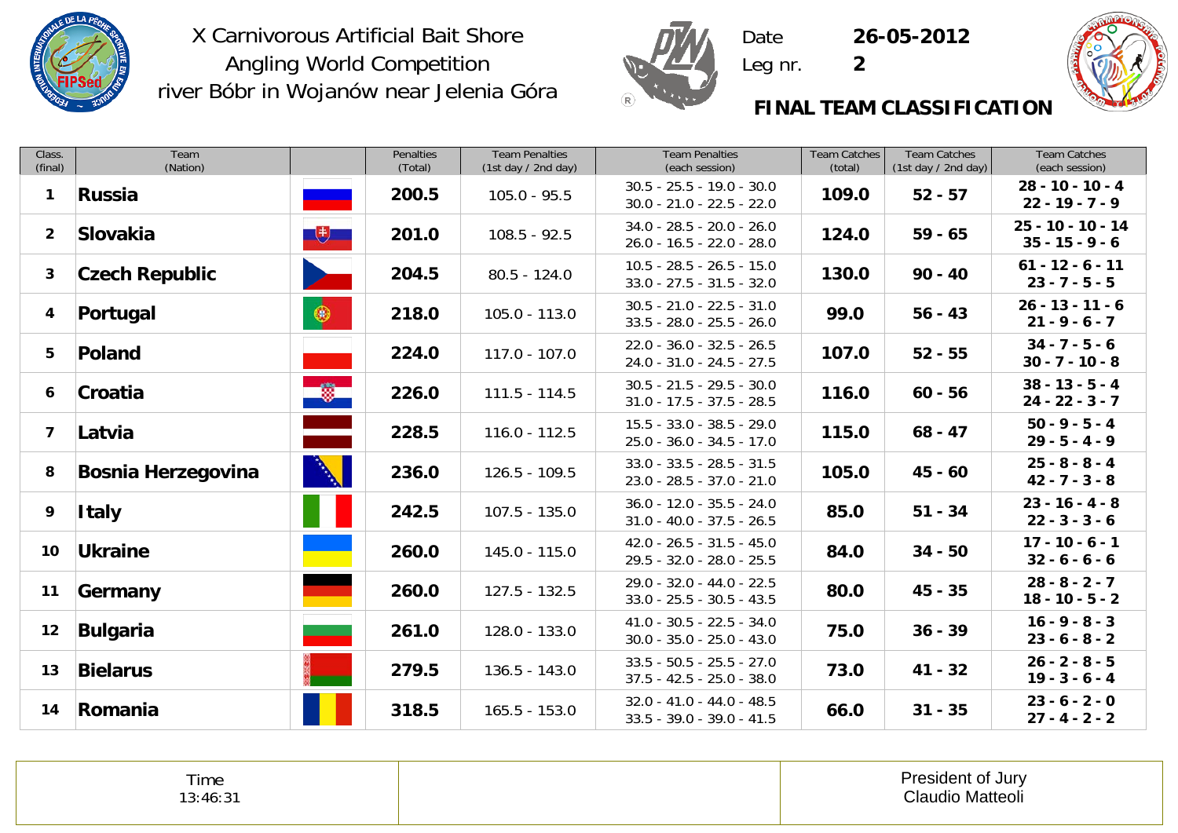X Carnivorous Artificial Bait Shore Angling World Competition
river Bóbr in Wojanów near Jelenia Góra

Date **26-05-2012**
Leg nr. **2**

## FINAL TEAM CLASSIFICATION

| Class. (final) | Team (Nation) | | Penalties (Total) | Team Penalties (1st day / 2nd day) | Team Penalties (each session) | Team Catches (total) | Team Catches (1st day / 2nd day) | Team Catches (each session) |
|---|---|---|---|---|---|---|---|---|
| **1** | **Russia** | | **200.5** | 105.0 - 95.5 | 30.5 - 25.5 - 19.0 - 30.0<br>30.0 - 21.0 - 22.5 - 22.0 | **109.0** | **52 - 57** | **28 - 10 - 10 - 4**<br>**22 - 19 - 7 - 9** |
| **2** | **Slovakia** | | **201.0** | 108.5 - 92.5 | 34.0 - 28.5 - 20.0 - 26.0<br>26.0 - 16.5 - 22.0 - 28.0 | **124.0** | **59 - 65** | **25 - 10 - 10 - 14**<br>**35 - 15 - 9 - 6** |
| **3** | **Czech Republic** | | **204.5** | 80.5 - 124.0 | 10.5 - 28.5 - 26.5 - 15.0<br>33.0 - 27.5 - 31.5 - 32.0 | **130.0** | **90 - 40** | **61 - 12 - 6 - 11**<br>**23 - 7 - 5 - 5** |
| **4** | **Portugal** | | **218.0** | 105.0 - 113.0 | 30.5 - 21.0 - 22.5 - 31.0<br>33.5 - 28.0 - 25.5 - 26.0 | **99.0** | **56 - 43** | **26 - 13 - 11 - 6**<br>**21 - 9 - 6 - 7** |
| **5** | **Poland** | | **224.0** | 117.0 - 107.0 | 22.0 - 36.0 - 32.5 - 26.5<br>24.0 - 31.0 - 24.5 - 27.5 | **107.0** | **52 - 55** | **34 - 7 - 5 - 6**<br>**30 - 7 - 10 - 8** |
| **6** | **Croatia** | | **226.0** | 111.5 - 114.5 | 30.5 - 21.5 - 29.5 - 30.0<br>31.0 - 17.5 - 37.5 - 28.5 | **116.0** | **60 - 56** | **38 - 13 - 5 - 4**<br>**24 - 22 - 3 - 7** |
| **7** | **Latvia** | | **228.5** | 116.0 - 112.5 | 15.5 - 33.0 - 38.5 - 29.0<br>25.0 - 36.0 - 34.5 - 17.0 | **115.0** | **68 - 47** | **50 - 9 - 5 - 4**<br>**29 - 5 - 4 - 9** |
| **8** | **Bosnia Herzegovina** | | **236.0** | 126.5 - 109.5 | 33.0 - 33.5 - 28.5 - 31.5<br>23.0 - 28.5 - 37.0 - 21.0 | **105.0** | **45 - 60** | **25 - 8 - 8 - 4**<br>**42 - 7 - 3 - 8** |
| **9** | **Italy** | | **242.5** | 107.5 - 135.0 | 36.0 - 12.0 - 35.5 - 24.0<br>31.0 - 40.0 - 37.5 - 26.5 | **85.0** | **51 - 34** | **23 - 16 - 4 - 8**<br>**22 - 3 - 3 - 6** |
| **10** | **Ukraine** | | **260.0** | 145.0 - 115.0 | 42.0 - 26.5 - 31.5 - 45.0<br>29.5 - 32.0 - 28.0 - 25.5 | **84.0** | **34 - 50** | **17 - 10 - 6 - 1**<br>**32 - 6 - 6 - 6** |
| **11** | **Germany** | | **260.0** | 127.5 - 132.5 | 29.0 - 32.0 - 44.0 - 22.5<br>33.0 - 25.5 - 30.5 - 43.5 | **80.0** | **45 - 35** | **28 - 8 - 2 - 7**<br>**18 - 10 - 5 - 2** |
| **12** | **Bulgaria** | | **261.0** | 128.0 - 133.0 | 41.0 - 30.5 - 22.5 - 34.0<br>30.0 - 35.0 - 25.0 - 43.0 | **75.0** | **36 - 39** | **16 - 9 - 8 - 3**<br>**23 - 6 - 8 - 2** |
| **13** | **Bielarus** | | **279.5** | 136.5 - 143.0 | 33.5 - 50.5 - 25.5 - 27.0<br>37.5 - 42.5 - 25.0 - 38.0 | **73.0** | **41 - 32** | **26 - 2 - 8 - 5**<br>**19 - 3 - 6 - 4** |
| **14** | **Romania** | | **318.5** | 165.5 - 153.0 | 32.0 - 41.0 - 44.0 - 48.5<br>33.5 - 39.0 - 39.0 - 41.5 | **66.0** | **31 - 35** | **23 - 6 - 2 - 0**<br>**27 - 4 - 2 - 2** |

| Time<br>13:46:31 | | President of Jury<br>Claudio Matteoli |
|---|---|---|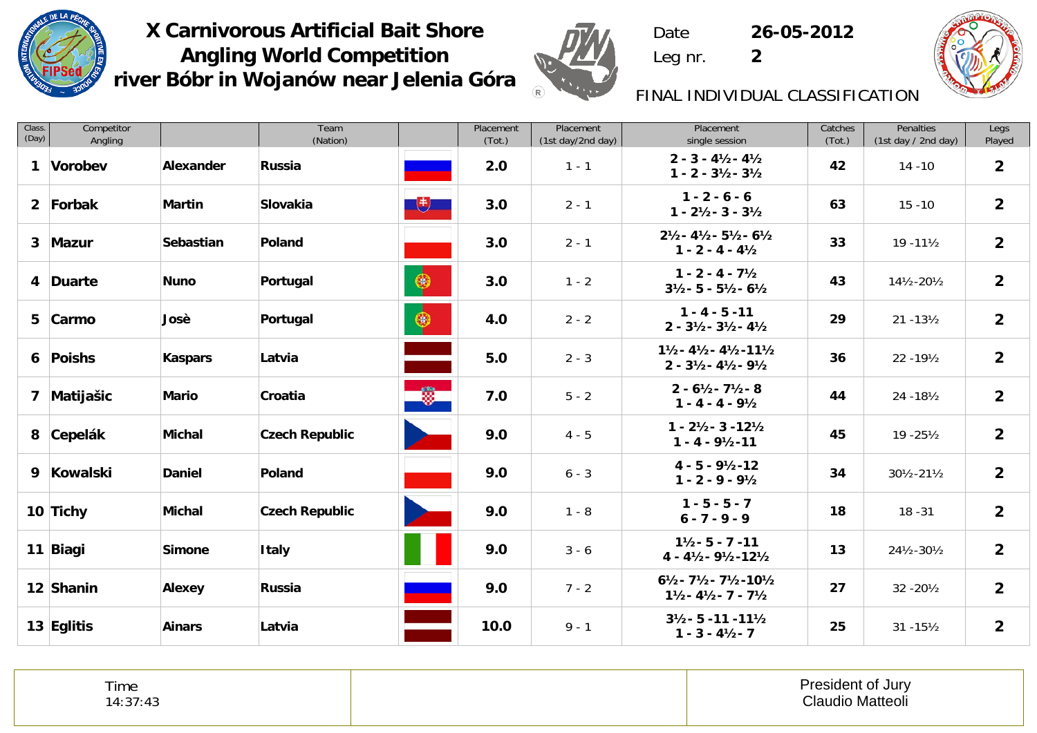# X Carnivorous Artificial Bait Shore Angling World Competition river Bóbr in Wojanów near Jelenia Góra

Date **26-05-2012**

Leg nr. **2**

FINAL INDIVIDUAL CLASSIFICATION

| Class. (Day) | Competitor Angling | | Team (Nation) | | Placement (Tot.) | Placement (1st day/2nd day) | Placement single session | Catches (Tot.) | Penalties (1st day / 2nd day) | Legs Played |
|---|---|---|---|---|---|---|---|---|---|---|
| **1** | **Vorobev** | **Alexander** | **Russia** | | **2.0** | 1 - 1 | **2 - 3 - 4½ - 4½**<br>**1 - 2 - 3½ - 3½** | **42** | 14 -10 | **2** |
| **2** | **Forbak** | **Martin** | **Slovakia** | | **3.0** | 2 - 1 | **1 - 2 - 6 - 6**<br>**1 - 2½ - 3 - 3½** | **63** | 15 -10 | **2** |
| **3** | **Mazur** | **Sebastian** | **Poland** | | **3.0** | 2 - 1 | **2½ - 4½ - 5½ - 6½**<br>**1 - 2 - 4 - 4½** | **33** | 19 -11½ | **2** |
| **4** | **Duarte** | **Nuno** | **Portugal** | | **3.0** | 1 - 2 | **1 - 2 - 4 - 7½**<br>**3½ - 5 - 5½ - 6½** | **43** | 14½-20½ | **2** |
| **5** | **Carmo** | **Josè** | **Portugal** | | **4.0** | 2 - 2 | **1 - 4 - 5 -11**<br>**2 - 3½ - 3½ - 4½** | **29** | 21 -13½ | **2** |
| **6** | **Poishs** | **Kaspars** | **Latvia** | | **5.0** | 2 - 3 | **1½ - 4½ - 4½ -11½**<br>**2 - 3½ - 4½ - 9½** | **36** | 22 -19½ | **2** |
| **7** | **Matijašic** | **Mario** | **Croatia** | | **7.0** | 5 - 2 | **2 - 6½ - 7½ - 8**<br>**1 - 4 - 4 - 9½** | **44** | 24 -18½ | **2** |
| **8** | **Cepelák** | **Michal** | **Czech Republic** | | **9.0** | 4 - 5 | **1 - 2½ - 3 -12½**<br>**1 - 4 - 9½ -11** | **45** | 19 -25½ | **2** |
| **9** | **Kowalski** | **Daniel** | **Poland** | | **9.0** | 6 - 3 | **4 - 5 - 9½ -12**<br>**1 - 2 - 9 - 9½** | **34** | 30½-21½ | **2** |
| **10** | **Tichy** | **Michal** | **Czech Republic** | | **9.0** | 1 - 8 | **1 - 5 - 5 - 7**<br>**6 - 7 - 9 - 9** | **18** | 18 -31 | **2** |
| **11** | **Biagi** | **Simone** | **Italy** | | **9.0** | 3 - 6 | **1½ - 5 - 7 -11**<br>**4 - 4½ - 9½ -12½** | **13** | 24½-30½ | **2** |
| **12** | **Shanin** | **Alexey** | **Russia** | | **9.0** | 7 - 2 | **6½ - 7½ - 7½ -10½**<br>**1½ - 4½ - 7 - 7½** | **27** | 32 -20½ | **2** |
| **13** | **Eglitis** | **Ainars** | **Latvia** | | **10.0** | 9 - 1 | **3½ - 5 -11 -11½**<br>**1 - 3 - 4½ - 7** | **25** | 31 -15½ | **2** |

| Time 14:37:43 | | President of Jury Claudio Matteoli |
|---|---|---|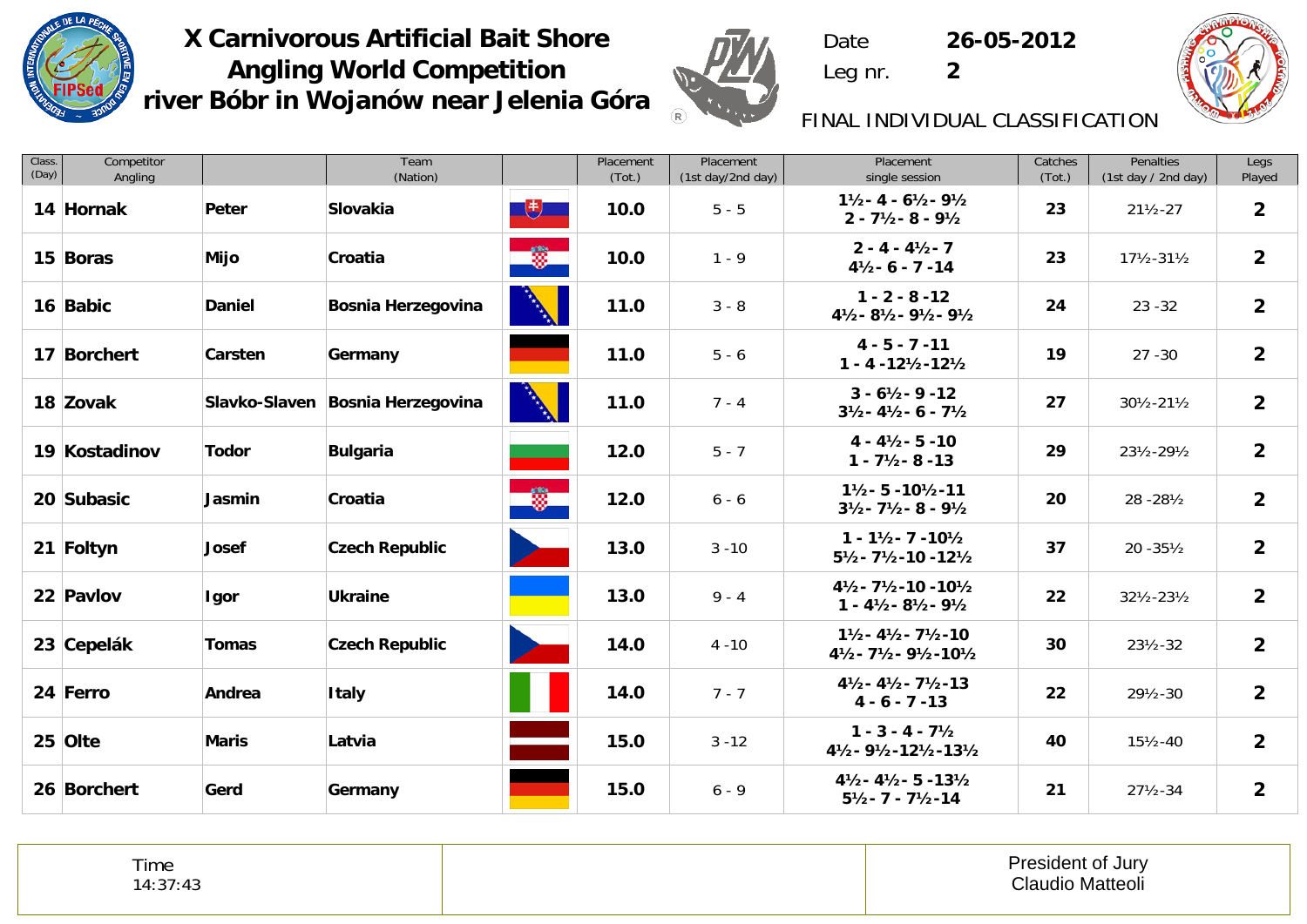# X Carnivorous Artificial Bait Shore Angling World Competition
# river Bóbr in Wojanów near Jelenia Góra

Date 26-05-2012

Leg nr. 2

FINAL INDIVIDUAL CLASSIFICATION

| Class. (Day) | Competitor Angling | | Team (Nation) | | Placement (Tot.) | Placement (1st day/2nd day) | Placement single session | Catches (Tot.) | Penalties (1st day / 2nd day) | Legs Played |
|---|---|---|---|---|---|---|---|---|---|---|
| 14 | Hornak | Peter | Slovakia | | 10.0 | 5 - 5 | 1½ - 4 - 6½ - 9½<br>2 - 7½ - 8 - 9½ | 23 | 21½-27 | 2 |
| 15 | Boras | Mijo | Croatia | | 10.0 | 1 - 9 | 2 - 4 - 4½ - 7<br>4½ - 6 - 7 -14 | 23 | 17½-31½ | 2 |
| 16 | Babic | Daniel | Bosnia Herzegovina | | 11.0 | 3 - 8 | 1 - 2 - 8 -12<br>4½ - 8½ - 9½ - 9½ | 24 | 23 -32 | 2 |
| 17 | Borchert | Carsten | Germany | | 11.0 | 5 - 6 | 4 - 5 - 7 -11<br>1 - 4 -12½-12½ | 19 | 27 -30 | 2 |
| 18 | Zovak | Slavko-Slaven | Bosnia Herzegovina | | 11.0 | 7 - 4 | 3 - 6½ - 9 -12<br>3½ - 4½ - 6 - 7½ | 27 | 30½-21½ | 2 |
| 19 | Kostadinov | Todor | Bulgaria | | 12.0 | 5 - 7 | 4 - 4½ - 5 -10<br>1 - 7½ - 8 -13 | 29 | 23½-29½ | 2 |
| 20 | Subasic | Jasmin | Croatia | | 12.0 | 6 - 6 | 1½ - 5 -10½-11<br>3½ - 7½ - 8 - 9½ | 20 | 28 -28½ | 2 |
| 21 | Foltyn | Josef | Czech Republic | | 13.0 | 3 -10 | 1 - 1½ - 7 -10½<br>5½ - 7½ -10 -12½ | 37 | 20 -35½ | 2 |
| 22 | Pavlov | Igor | Ukraine | | 13.0 | 9 - 4 | 4½ - 7½ -10 -10½<br>1 - 4½ - 8½ - 9½ | 22 | 32½-23½ | 2 |
| 23 | Cepelák | Tomas | Czech Republic | | 14.0 | 4 -10 | 1½ - 4½ - 7½ -10<br>4½ - 7½ - 9½ -10½ | 30 | 23½-32 | 2 |
| 24 | Ferro | Andrea | Italy | | 14.0 | 7 - 7 | 4½ - 4½ - 7½ -13<br>4 - 6 - 7 -13 | 22 | 29½-30 | 2 |
| 25 | Olte | Maris | Latvia | | 15.0 | 3 -12 | 1 - 3 - 4 - 7½<br>4½ - 9½ -12½ -13½ | 40 | 15½-40 | 2 |
| 26 | Borchert | Gerd | Germany | | 15.0 | 6 - 9 | 4½ - 4½ - 5 -13½<br>5½ - 7 - 7½ -14 | 21 | 27½-34 | 2 |

| Time 14:37:43 | | President of Jury Claudio Matteoli |
|---|---|---|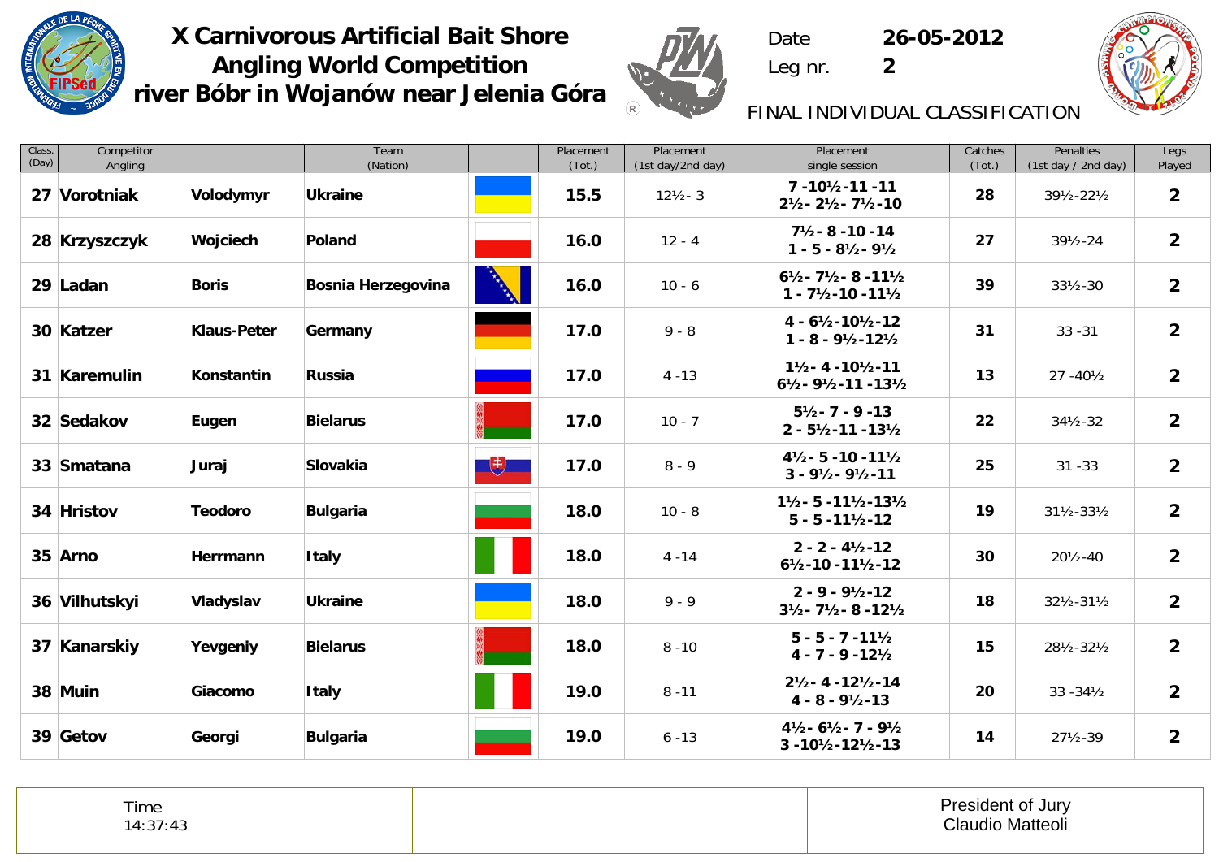# X Carnivorous Artificial Bait Shore Angling World Competition river Bóbr in Wojanów near Jelenia Góra

Date 26-05-2012

Leg nr. 2

FINAL INDIVIDUAL CLASSIFICATION

| Class. (Day) | Competitor Angling | | Team (Nation) | | Placement (Tot.) | Placement (1st day/2nd day) | Placement single session | Catches (Tot.) | Penalties (1st day / 2nd day) | Legs Played |
|---|---|---|---|---|---|---|---|---|---|---|
| 27 | Vorotniak | Volodymyr | Ukraine | | 15.5 | 12½- 3 | 7 -10½-11 -11<br>2½- 2½- 7½-10 | 28 | 39½-22½ | 2 |
| 28 | Krzyszczyk | Wojciech | Poland | | 16.0 | 12 - 4 | 7½- 8 -10 -14<br>1 - 5 - 8½- 9½ | 27 | 39½-24 | 2 |
| 29 | Ladan | Boris | Bosnia Herzegovina | | 16.0 | 10 - 6 | 6½- 7½- 8 -11½<br>1 - 7½-10 -11½ | 39 | 33½-30 | 2 |
| 30 | Katzer | Klaus-Peter | Germany | | 17.0 | 9 - 8 | 4 - 6½-10½-12<br>1 - 8 - 9½-12½ | 31 | 33 -31 | 2 |
| 31 | Karemulin | Konstantin | Russia | | 17.0 | 4 -13 | 1½- 4 -10½-11<br>6½- 9½-11 -13½ | 13 | 27 -40½ | 2 |
| 32 | Sedakov | Eugen | Bielarus | | 17.0 | 10 - 7 | 5½- 7 - 9 -13<br>2 - 5½-11 -13½ | 22 | 34½-32 | 2 |
| 33 | Smatana | Juraj | Slovakia | | 17.0 | 8 - 9 | 4½- 5 -10 -11½<br>3 - 9½- 9½-11 | 25 | 31 -33 | 2 |
| 34 | Hristov | Teodoro | Bulgaria | | 18.0 | 10 - 8 | 1½- 5 -11½-13½<br>5 - 5 -11½-12 | 19 | 31½-33½ | 2 |
| 35 | Arno | Herrmann | Italy | | 18.0 | 4 -14 | 2 - 2 - 4½-12<br>6½-10 -11½-12 | 30 | 20½-40 | 2 |
| 36 | Vilhutskyi | Vladyslav | Ukraine | | 18.0 | 9 - 9 | 2 - 9 - 9½-12<br>3½- 7½- 8 -12½ | 18 | 32½-31½ | 2 |
| 37 | Kanarskiy | Yevgeniy | Bielarus | | 18.0 | 8 -10 | 5 - 5 - 7 -11½<br>4 - 7 - 9 -12½ | 15 | 28½-32½ | 2 |
| 38 | Muin | Giacomo | Italy | | 19.0 | 8 -11 | 2½- 4 -12½-14<br>4 - 8 - 9½-13 | 20 | 33 -34½ | 2 |
| 39 | Getov | Georgi | Bulgaria | | 19.0 | 6 -13 | 4½- 6½- 7 - 9½<br>3 -10½-12½-13 | 14 | 27½-39 | 2 |

| Time 14:37:43 | | President of Jury Claudio Matteoli |
|---|---|---|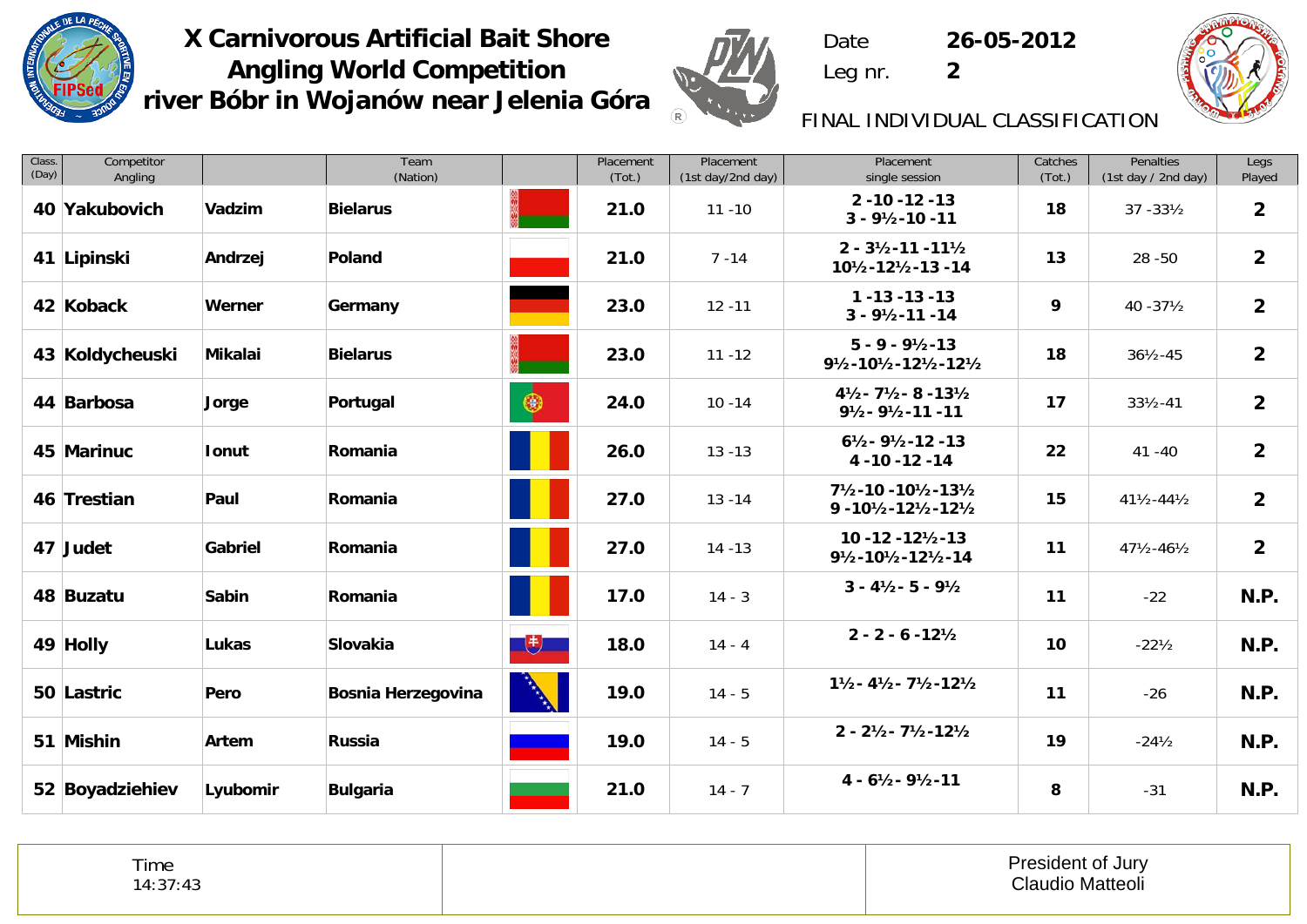# X Carnivorous Artificial Bait Shore Angling World Competition river Bóbr in Wojanów near Jelenia Góra

Date 26-05-2012

Leg nr. 2

FINAL INDIVIDUAL CLASSIFICATION

| Class. (Day) | Competitor Angling | | Team (Nation) | | Placement (Tot.) | Placement (1st day/2nd day) | Placement single session | Catches (Tot.) | Penalties (1st day / 2nd day) | Legs Played |
|---|---|---|---|---|---|---|---|---|---|---|
| **40** | **Yakubovich** | **Vadzim** | **Bielarus** | | **21.0** | 11 -10 | **2 -10 -12 -13 3 - 9½-10 -11** | **18** | 37 -33½ | **2** |
| **41** | **Lipinski** | **Andrzej** | **Poland** | | **21.0** | 7 -14 | **2 - 3½-11 -11½ 10½-12½-13 -14** | **13** | 28 -50 | **2** |
| **42** | **Koback** | **Werner** | **Germany** | | **23.0** | 12 -11 | **1 -13 -13 -13 3 - 9½-11 -14** | **9** | 40 -37½ | **2** |
| **43** | **Koldycheuski** | **Mikalai** | **Bielarus** | | **23.0** | 11 -12 | **5 - 9 - 9½-13 9½-10½-12½-12½** | **18** | 36½-45 | **2** |
| **44** | **Barbosa** | **Jorge** | **Portugal** | | **24.0** | 10 -14 | **4½- 7½- 8 -13½ 9½- 9½-11 -11** | **17** | 33½-41 | **2** |
| **45** | **Marinuc** | **Ionut** | **Romania** | | **26.0** | 13 -13 | **6½- 9½-12 -13 4 -10 -12 -14** | **22** | 41 -40 | **2** |
| **46** | **Trestian** | **Paul** | **Romania** | | **27.0** | 13 -14 | **7½-10 -10½-13½ 9 -10½-12½-12½** | **15** | 41½-44½ | **2** |
| **47** | **Judet** | **Gabriel** | **Romania** | | **27.0** | 14 -13 | **10 -12 -12½-13 9½-10½-12½-14** | **11** | 47½-46½ | **2** |
| **48** | **Buzatu** | **Sabin** | **Romania** | | **17.0** | 14 - 3 | **3 - 4½- 5 - 9½** | **11** | -22 | **N.P.** |
| **49** | **Holly** | **Lukas** | **Slovakia** | | **18.0** | 14 - 4 | **2 - 2 - 6 -12½** | **10** | -22½ | **N.P.** |
| **50** | **Lastric** | **Pero** | **Bosnia Herzegovina** | | **19.0** | 14 - 5 | **1½- 4½- 7½-12½** | **11** | -26 | **N.P.** |
| **51** | **Mishin** | **Artem** | **Russia** | | **19.0** | 14 - 5 | **2 - 2½- 7½-12½** | **19** | -24½ | **N.P.** |
| **52** | **Boyadziehiev** | **Lyubomir** | **Bulgaria** | | **21.0** | 14 - 7 | **4 - 6½- 9½-11** | **8** | -31 | **N.P.** |

| Time 14:37:43 | | President of Jury Claudio Matteoli |
|---|---|---|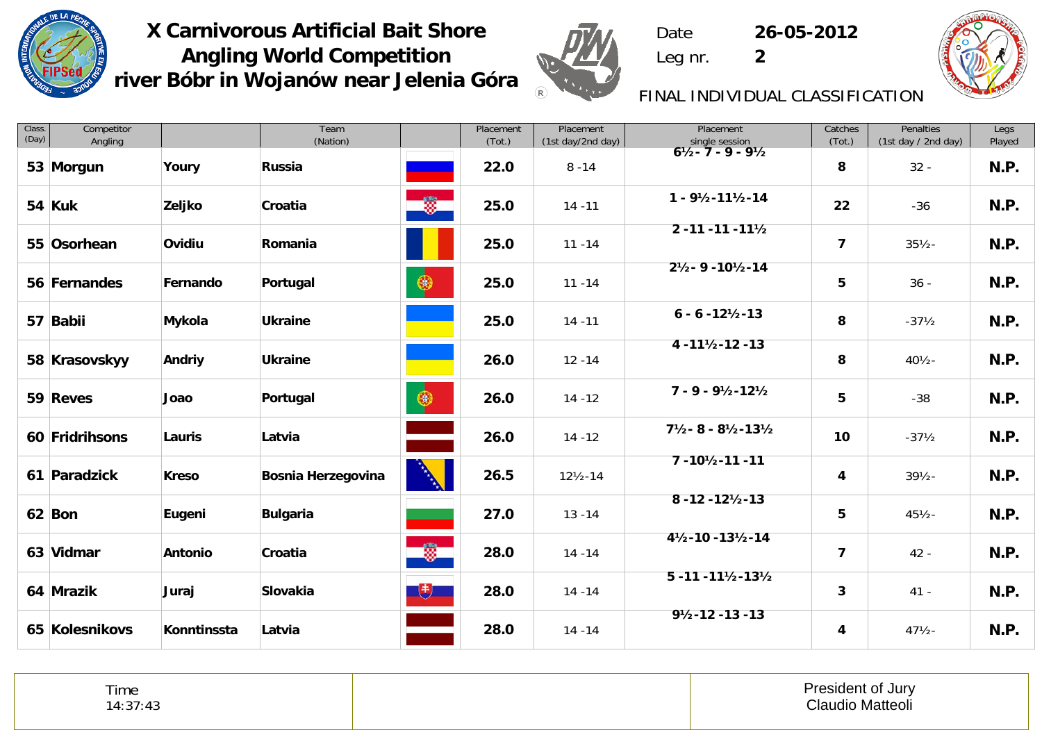# X Carnivorous Artificial Bait Shore Angling World Competition river Bóbr in Wojanów near Jelenia Góra

Date 26-05-2012

Leg nr. 2

FINAL INDIVIDUAL CLASSIFICATION

| Class. (Day) | Competitor Angling | | Team (Nation) | | Placement (Tot.) | Placement (1st day/2nd day) | Placement single session | Catches (Tot.) | Penalties (1st day / 2nd day) | Legs Played |
|---|---|---|---|---|---|---|---|---|---|---|
| 53 | Morgun | Youry | Russia | | 22.0 | 8 -14 | 6½- 7 - 9 - 9½ | 8 | 32 - | N.P. |
| 54 | Kuk | Zeljko | Croatia | | 25.0 | 14 -11 | 1 - 9½-11½-14 | 22 | -36 | N.P. |
| 55 | Osorhean | Ovidiu | Romania | | 25.0 | 11 -14 | 2 -11 -11 -11½ | 7 | 35½- | N.P. |
| 56 | Fernandes | Fernando | Portugal | | 25.0 | 11 -14 | 2½- 9 -10½-14 | 5 | 36 - | N.P. |
| 57 | Babii | Mykola | Ukraine | | 25.0 | 14 -11 | 6 - 6 -12½-13 | 8 | -37½ | N.P. |
| 58 | Krasovskyy | Andriy | Ukraine | | 26.0 | 12 -14 | 4 -11½-12 -13 | 8 | 40½- | N.P. |
| 59 | Reves | Joao | Portugal | | 26.0 | 14 -12 | 7 - 9 - 9½-12½ | 5 | -38 | N.P. |
| 60 | Fridrihsons | Lauris | Latvia | | 26.0 | 14 -12 | 7½- 8 - 8½-13½ | 10 | -37½ | N.P. |
| 61 | Paradzick | Kreso | Bosnia Herzegovina | | 26.5 | 12½-14 | 7 -10½-11 -11 | 4 | 39½- | N.P. |
| 62 | Bon | Eugeni | Bulgaria | | 27.0 | 13 -14 | 8 -12 -12½-13 | 5 | 45½- | N.P. |
| 63 | Vidmar | Antonio | Croatia | | 28.0 | 14 -14 | 4½-10 -13½-14 | 7 | 42 - | N.P. |
| 64 | Mrazik | Juraj | Slovakia | | 28.0 | 14 -14 | 5 -11 -11½-13½ | 3 | 41 - | N.P. |
| 65 | Kolesnikovs | Konntinssta | Latvia | | 28.0 | 14 -14 | 9½-12 -13 -13 | 4 | 47½- | N.P. |

| Time 14:37:43 | | President of Jury Claudio Matteoli |
|---|---|---|